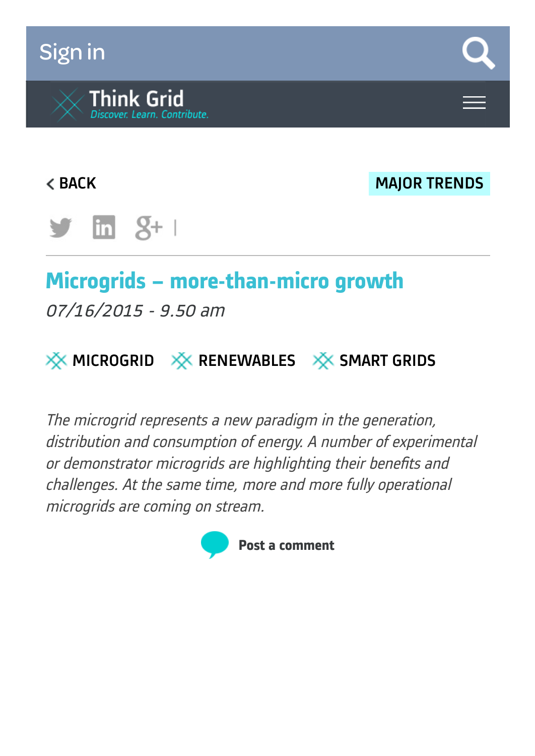Sign in

Think Grid
*Discover. Learn. Contribute.*

< BACK

MAJOR TRENDS

# Microgrids – more-than-micro growth

*07/16/2015 - 9.50 am*

MICROGRID RENEWABLES SMART GRIDS

*The microgrid represents a new paradigm in the generation, distribution and consumption of energy. A number of experimental or demonstrator microgrids are highlighting their benefits and challenges. At the same time, more and more fully operational microgrids are coming on stream.*

**Post a comment**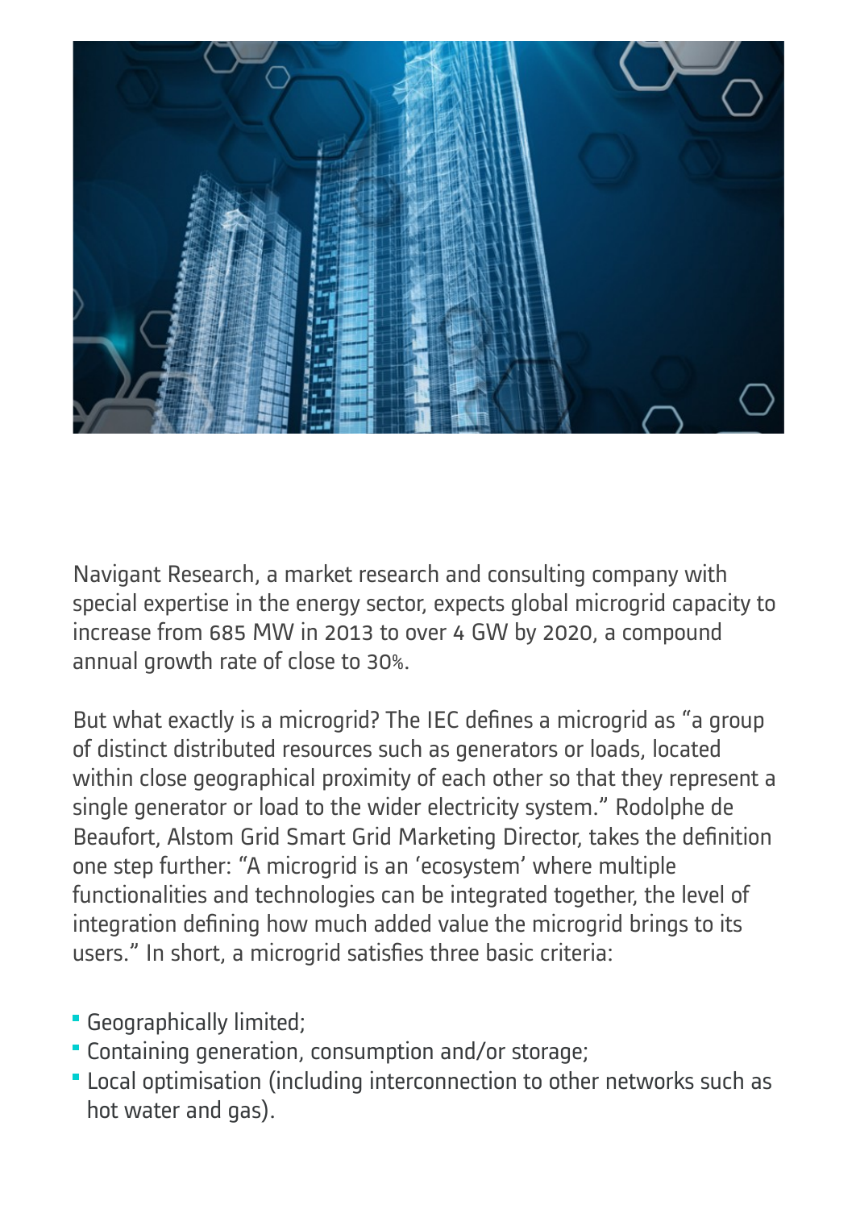Navigant Research, a market research and consulting company with special expertise in the energy sector, expects global microgrid capacity to increase from 685 MW in 2013 to over 4 GW by 2020, a compound annual growth rate of close to 30%.

But what exactly is a microgrid? The IEC defines a microgrid as "a group of distinct distributed resources such as generators or loads, located within close geographical proximity of each other so that they represent a single generator or load to the wider electricity system." Rodolphe de Beaufort, Alstom Grid Smart Grid Marketing Director, takes the definition one step further: "A microgrid is an 'ecosystem' where multiple functionalities and technologies can be integrated together, the level of integration defining how much added value the microgrid brings to its users." In short, a microgrid satisfies three basic criteria:

- Geographically limited;
- Containing generation, consumption and/or storage;
- Local optimisation (including interconnection to other networks such as hot water and gas).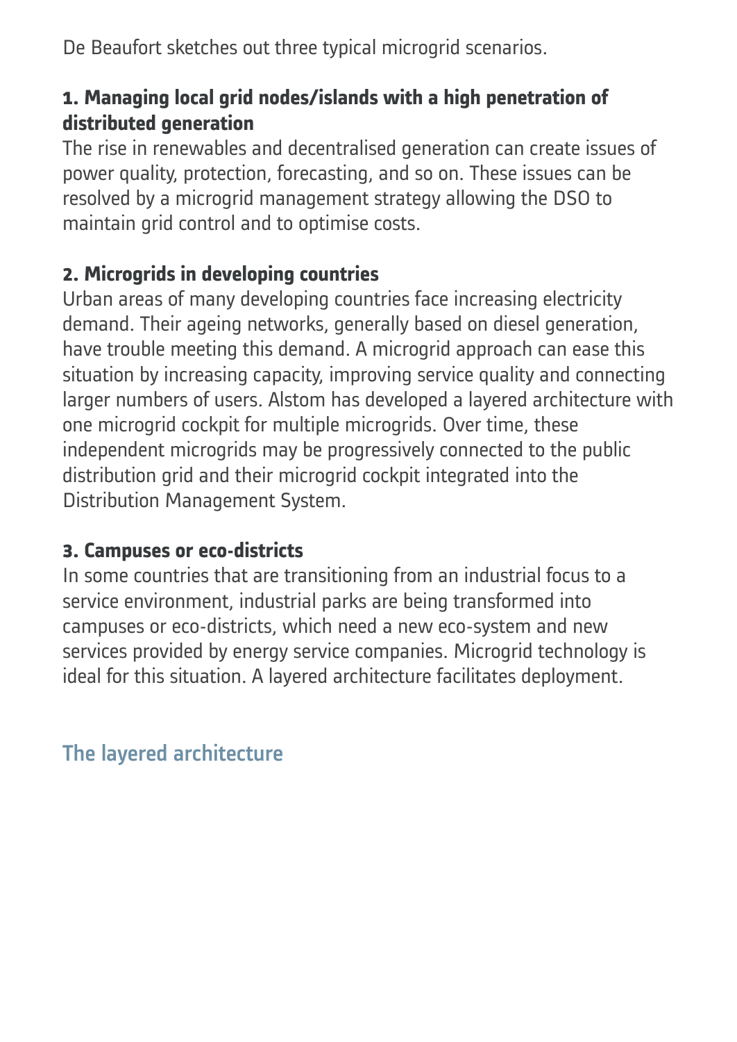De Beaufort sketches out three typical microgrid scenarios.

**1. Managing local grid nodes/islands with a high penetration of distributed generation**

The rise in renewables and decentralised generation can create issues of power quality, protection, forecasting, and so on. These issues can be resolved by a microgrid management strategy allowing the DSO to maintain grid control and to optimise costs.

**2. Microgrids in developing countries**

Urban areas of many developing countries face increasing electricity demand. Their ageing networks, generally based on diesel generation, have trouble meeting this demand. A microgrid approach can ease this situation by increasing capacity, improving service quality and connecting larger numbers of users. Alstom has developed a layered architecture with one microgrid cockpit for multiple microgrids. Over time, these independent microgrids may be progressively connected to the public distribution grid and their microgrid cockpit integrated into the Distribution Management System.

**3. Campuses or eco-districts**

In some countries that are transitioning from an industrial focus to a service environment, industrial parks are being transformed into campuses or eco-districts, which need a new eco-system and new services provided by energy service companies. Microgrid technology is ideal for this situation. A layered architecture facilitates deployment.

## The layered architecture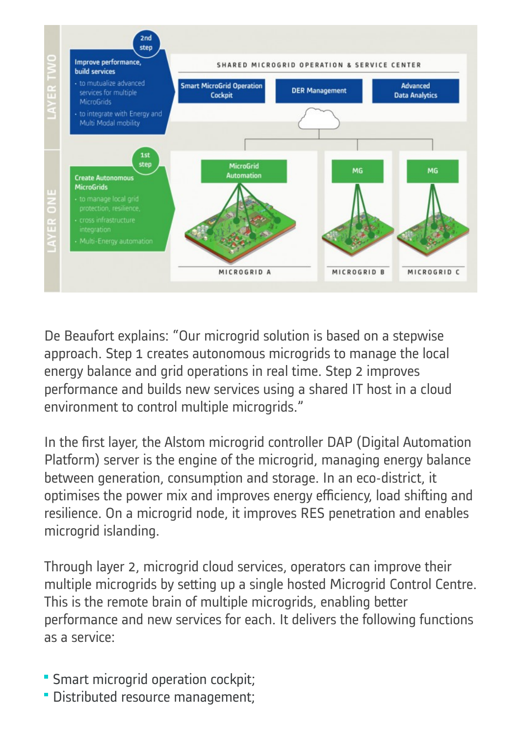De Beaufort explains: "Our microgrid solution is based on a stepwise approach. Step 1 creates autonomous microgrids to manage the local energy balance and grid operations in real time. Step 2 improves performance and builds new services using a shared IT host in a cloud environment to control multiple microgrids."

In the first layer, the Alstom microgrid controller DAP (Digital Automation Platform) server is the engine of the microgrid, managing energy balance between generation, consumption and storage. In an eco-district, it optimises the power mix and improves energy efficiency, load shifting and resilience. On a microgrid node, it improves RES penetration and enables microgrid islanding.

Through layer 2, microgrid cloud services, operators can improve their multiple microgrids by setting up a single hosted Microgrid Control Centre. This is the remote brain of multiple microgrids, enabling better performance and new services for each. It delivers the following functions as a service:

- Smart microgrid operation cockpit;
- Distributed resource management;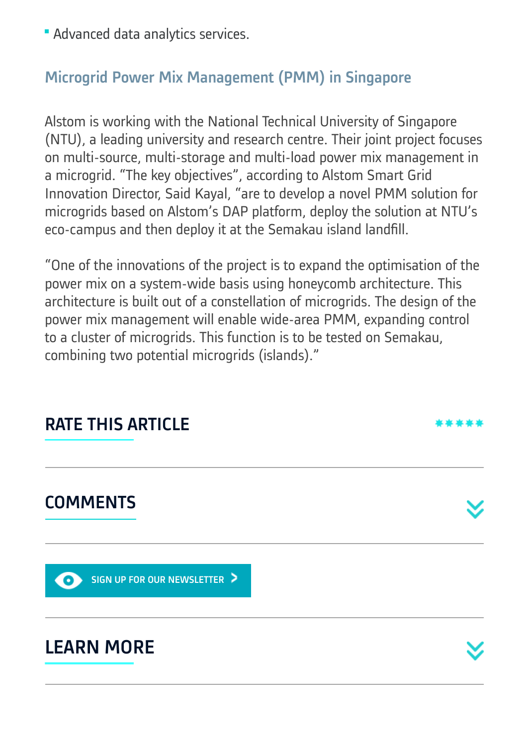- Advanced data analytics services.

## Microgrid Power Mix Management (PMM) in Singapore

Alstom is working with the National Technical University of Singapore (NTU), a leading university and research centre. Their joint project focuses on multi-source, multi-storage and multi-load power mix management in a microgrid. “The key objectives”, according to Alstom Smart Grid Innovation Director, Said Kayal, “are to develop a novel PMM solution for microgrids based on Alstom’s DAP platform, deploy the solution at NTU’s eco-campus and then deploy it at the Semakau island landfill.

“One of the innovations of the project is to expand the optimisation of the power mix on a system-wide basis using honeycomb architecture. This architecture is built out of a constellation of microgrids. The design of the power mix management will enable wide-area PMM, expanding control to a cluster of microgrids. This function is to be tested on Semakau, combining two potential microgrids (islands).”

## RATE THIS ARTICLE

## COMMENTS

SIGN UP FOR OUR NEWSLETTER

## LEARN MORE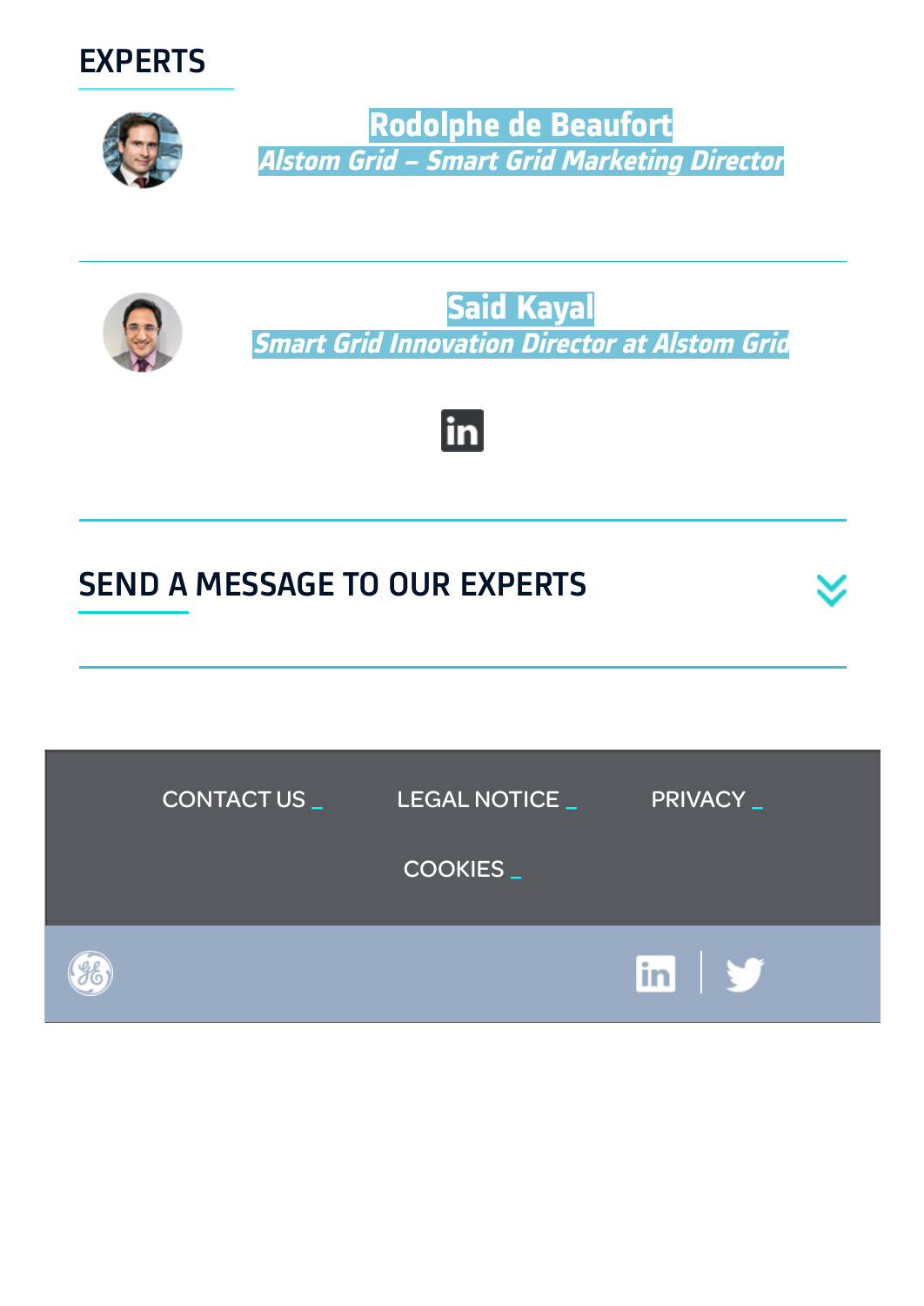## EXPERTS

**Rodolphe de Beaufort**
*Alstom Grid – Smart Grid Marketing Director*

**Said Kayal**
*Smart Grid Innovation Director at Alstom Grid*

## SEND A MESSAGE TO OUR EXPERTS

CONTACT US _ LEGAL NOTICE _ PRIVACY _

COOKIES _